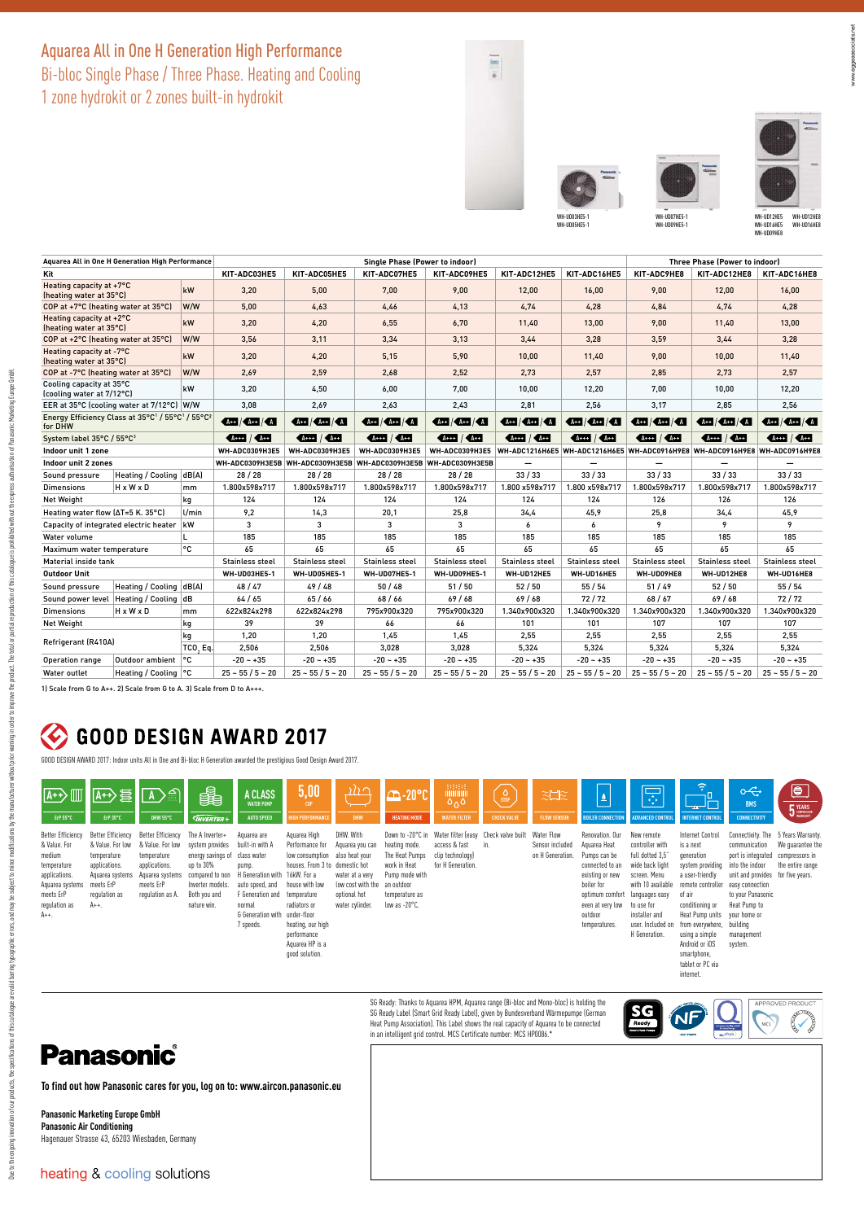// Aquarea All in One H Generation High Performance
## Bi-bloc Single Phase / Three Phase. Heating and Cooling
## 1 zone hydrokit or 2 zones built-in hydrokit

WH-UD03HE5-1
WH-UD05HE5-1

WH-UD07HE5-1
WH-UD09HE5-1

WH-UD12HE5 WH-UD12HE8
WH-UD14HE5 WH-UD16HE8
WH-UD09HE8

| Aquarea All in One H Generation High Performance | | | Single Phase (Power to indoor) | | | | | | Three Phase (Power to indoor) | | |
|---|---|---|---|---|---|---|---|---|---|---|---|
| Kit | | | KIT-ADC03HE5 | KIT-ADC05HE5 | KIT-ADC07HE5 | KIT-ADC09HE5 | KIT-ADC12HE5 | KIT-ADC16HE5 | KIT-ADC9HE8 | KIT-ADC12HE8 | KIT-ADC16HE8 |
| Heating capacity at +7°C (heating water at 35°C) | | kW | 3,20 | 5,00 | 7,00 | 9,00 | 12,00 | 16,00 | 9,00 | 12,00 | 16,00 |
| COP at +7°C (heating water at 35°C) | | W/W | 5,00 | 4,63 | 4,46 | 4,13 | 4,74 | 4,28 | 4,84 | 4,74 | 4,28 |
| Heating capacity at +2°C (heating water at 35°C) | | kW | 3,20 | 4,20 | 6,55 | 6,70 | 11,40 | 13,00 | 9,00 | 11,40 | 13,00 |
| COP at +2°C (heating water at 35°C) | | W/W | 3,56 | 3,11 | 3,34 | 3,13 | 3,44 | 3,28 | 3,59 | 3,44 | 3,28 |
| Heating capacity at -7°C (heating water at 35°C) | | kW | 3,20 | 4,20 | 5,15 | 5,90 | 10,00 | 11,40 | 9,00 | 10,00 | 11,40 |
| COP at -7°C (heating water at 35°C) | | W/W | 2,69 | 2,59 | 2,68 | 2,52 | 2,73 | 2,57 | 2,85 | 2,73 | 2,57 |
| Cooling capacity at 35°C (cooling water at 7°C) | | kW | 3,20 | 4,50 | 6,00 | 7,00 | 10,00 | 12,20 | 7,00 | 10,00 | 12,20 |
| EER at 35°C (cooling water at 7/12°C) | | W/W | 3,08 | 2,69 | 2,63 | 2,43 | 2,81 | 2,56 | 3,17 | 2,85 | 2,56 |
| Energy Efficiency Class at 35°C[1] / 55°C[1] / 55°C[2] for DHW | | | A++ / A++ / A | A++ / A++ / A | A++ / A++ / A | A++ / A++ / A | A++ / A++ / A | A++ / A++ / A | A++ / A++ / A | A++ / A++ / A | A++ / A++ / A |
| System label 35°C / 55°C[3] | | | A+++ / A++ | A+++ / A++ | A+++ / A++ | A+++ / A++ | A+++ / A++ | A+++ / A++ | A+++ / A++ | A+++ / A++ | A+++ / A++ |
| Indoor unit 1 zone | | | WH-ADC0309H3E5 | WH-ADC0309H3E5 | WH-ADC0309H3E5 | WH-ADC0309H3E5 | WH-ADC1216H6E5 | WH-ADC1216H6E5 | WH-ADC0916H9E8 | WH-ADC0916H9E8 | WH-ADC0916H9E8 |
| Indoor unit 2 zones | | | WH-ADC0309H3E5B | WH-ADC0309H3E5B | WH-ADC0309H3E5B | WH-ADC0309H3E5B | — | — | — | — | — |
| Sound pressure | Heating / Cooling | dB(A) | 28 / 28 | 28 / 28 | 28 / 28 | 28 / 28 | 33 / 33 | 33 / 33 | 33 / 33 | 33 / 33 | 33 / 33 |
| Dimensions | H x W x D | mm | 1.800x598x717 | 1.800x598x717 | 1.800x598x717 | 1.800x598x717 | 1.800 x598x717 | 1.800 x598x717 | 1.800x598x717 | 1.800x598x717 | 1.800x598x717 |
| Net Weight | | kg | 124 | 124 | 124 | 124 | 124 | 124 | 126 | 126 | 126 |
| Heating water flow (ΔT=5 K. 35°C) | | l/min | 9,2 | 14,3 | 20,1 | 25,8 | 34,4 | 45,9 | 25,8 | 34,4 | 45,9 |
| Capacity of integrated electric heater | | kW | 3 | 3 | 3 | 3 | 6 | 6 | 9 | 9 | 9 |
| Water volume | | L | 185 | 185 | 185 | 185 | 185 | 185 | 185 | 185 | 185 |
| Maximum water temperature | | °C | 65 | 65 | 65 | 65 | 65 | 65 | 65 | 65 | 65 |
| Material inside tank | | | Stainless steel | Stainless steel | Stainless steel | Stainless steel | Stainless steel | Stainless steel | Stainless steel | Stainless steel | Stainless steel |
| Outdoor Unit | | | WH-UD03HE5-1 | WH-UD05HE5-1 | WH-UD07HE5-1 | WH-UD09HE5-1 | WH-UD12HE5 | WH-UD16HE5 | WH-UD09HE8 | WH-UD12HE8 | WH-UD16HE8 |
| Sound pressure | Heating / Cooling | dB(A) | 48 / 47 | 49 / 48 | 50 / 48 | 51 / 50 | 52 / 50 | 55 / 54 | 51 / 49 | 52 / 50 | 55 / 54 |
| Sound power level | Heating / Cooling | dB | 64 / 65 | 65 / 66 | 68 / 66 | 69 / 68 | 69 / 68 | 72 / 72 | 68 / 67 | 69 / 68 | 72 / 72 |
| Dimensions | H x W x D | mm | 622x824x298 | 622x824x298 | 795x900x320 | 795x900x320 | 1.340x900x320 | 1.340x900x320 | 1.340x900x320 | 1.340x900x320 | 1.340x900x320 |
| Net Weight | | kg | 39 | 39 | 66 | 66 | 101 | 101 | 107 | 107 | 107 |
| Refrigerant (R410A) | | kg | 1,20 | 1,20 | 1,45 | 1,45 | 2,55 | 2,55 | 2,55 | 2,55 | 2,55 |
| | | $TCO_2$ Eq. | 2,506 | 2,506 | 3,028 | 3,028 | 5,324 | 5,324 | 5,324 | 5,324 | 5,324 |
| Operation range | Outdoor ambient | °C | -20 ~ +35 | -20 ~ +35 | -20 ~ +35 | -20 ~ +35 | -20 ~ +35 | -20 ~ +35 | -20 ~ +35 | -20 ~ +35 | -20 ~ +35 |
| Water outlet | Heating / Cooling | °C | 25 ~ 55 / 5 ~ 20 | 25 ~ 55 / 5 ~ 20 | 25 ~ 55 / 5 ~ 20 | 25 ~ 55 / 5 ~ 20 | 25 ~ 55 / 5 ~ 20 | 25 ~ 55 / 5 ~ 20 | 25 ~ 55 / 5 ~ 20 | 25 ~ 55 / 5 ~ 20 | 25 ~ 55 / 5 ~ 20 |

1) Scale from G to A++. 2) Scale from G to A. 3) Scale from D to A+++.

## GOOD DESIGN AWARD 2017

GOOD DESIGN AWARD 2017: Indoor units All in One and Bi-bloc H Generation awarded the prestigious Good Design Award 2017.

- **ErP 55°C** — Better Efficiency & Value. For medium temperature applications. Aquarea systems meets ErP regulation as A++.
- **ErP 35°C** — Better Efficiency & Value. For low temperature applications. Aquarea systems meets ErP regulation as A++.
- **DHW 55°C** — Better Efficiency & Value. For low temperature applications. Aquarea systems meets ErP regulation as A.
- **INVERTER+** — The A Inverter+ system provides energy savings of up to 30% compared to non Inverter models. Both you and nature win.
- **A CLASS WATER PUMP / AUTO SPEED** — Aquarea are built-in with A class water pump. H Generation with 16kW. For a house with low temperature radiators or under-floor heating, our high performance Aquarea HP is a good solution.
- **5,00 COP / HIGH PERFORMANCE** — Aquarea High Performance for low consumption houses. From 3 to 16kW. For a house with low temperature radiators or under-floor heating, our high performance Aquarea HP is a good solution.
- **DHW** — DHW. With Aquarea you can also heat your domestic hot water at a very low cost with the optional hot water cylinder.
- **-20°C HEATING MODE** — Down to -20°C in heating mode. The Heat Pumps work in Heat Pump mode with an outdoor temperature as low as -20°C.
- **WATER FILTER** — Water filter (easy access & fast clip technology) for H Generation.
- **CHECK VALVE** — Check valve built in.
- **FLOW SENSOR** — Water Flow Sensor included on H Generation.
- **BOILER CONNECTION** — Renovation. Our Aquarea Heat Pumps can be connected to an existing or new boiler for optimum comfort even at very low outdoor temperatures.
- **ADVANCED CONTROL** — New remote controller with full dotted 3,5" wide back light screen. Menu with 10 available languages easy to use for installer and user. Included on H Generation.
- **INTERNET CONTROL** — Internet Control is a next generation system providing a user-friendly remote controller of air conditioning or Heat Pump units from everywhere, using a simple Android or iOS smartphone, tablet or PC via internet.
- **BMS CONNECTIVITY** — Connectivity. The communication port is integrated into the indoor unit and provides easy connection to your Panasonic Heat Pump to your home or building management system.
- **5 YEARS COMPRESSOR WARRANTY** — 5 Years Warranty. We guarantee the compressors in the entire range for five years.

SG Ready: Thanks to Aquarea HPM, Aquarea range (Bi-bloc and Mono-bloc) is holding the SG Ready Label (Smart Grid Ready Label), given by Bundesverband Wärmepumpe (German Heat Pump Association). This Label shows the real capacity of Aquarea to be connected in an intelligent grid control. MCS Certificate number: MCS HP0086.*

**Panasonic**

**To find out how Panasonic cares for you, log on to: www.aircon.panasonic.eu**

**Panasonic Marketing Europe GmbH**
**Panasonic Air Conditioning**
Hagenauer Strasse 43, 65203 Wiesbaden, Germany

heating & cooling solutions

Due to the ongoing innovation of our products, the specifications of this catalogue are valid barring typographic errors, and may be subject to minor modifications by the manufacturer without prior warning in order to improve the product. The total or partial reproduction of this catalogue is prohibited without the express authorisation of Panasonic Marketing Europe GmbH.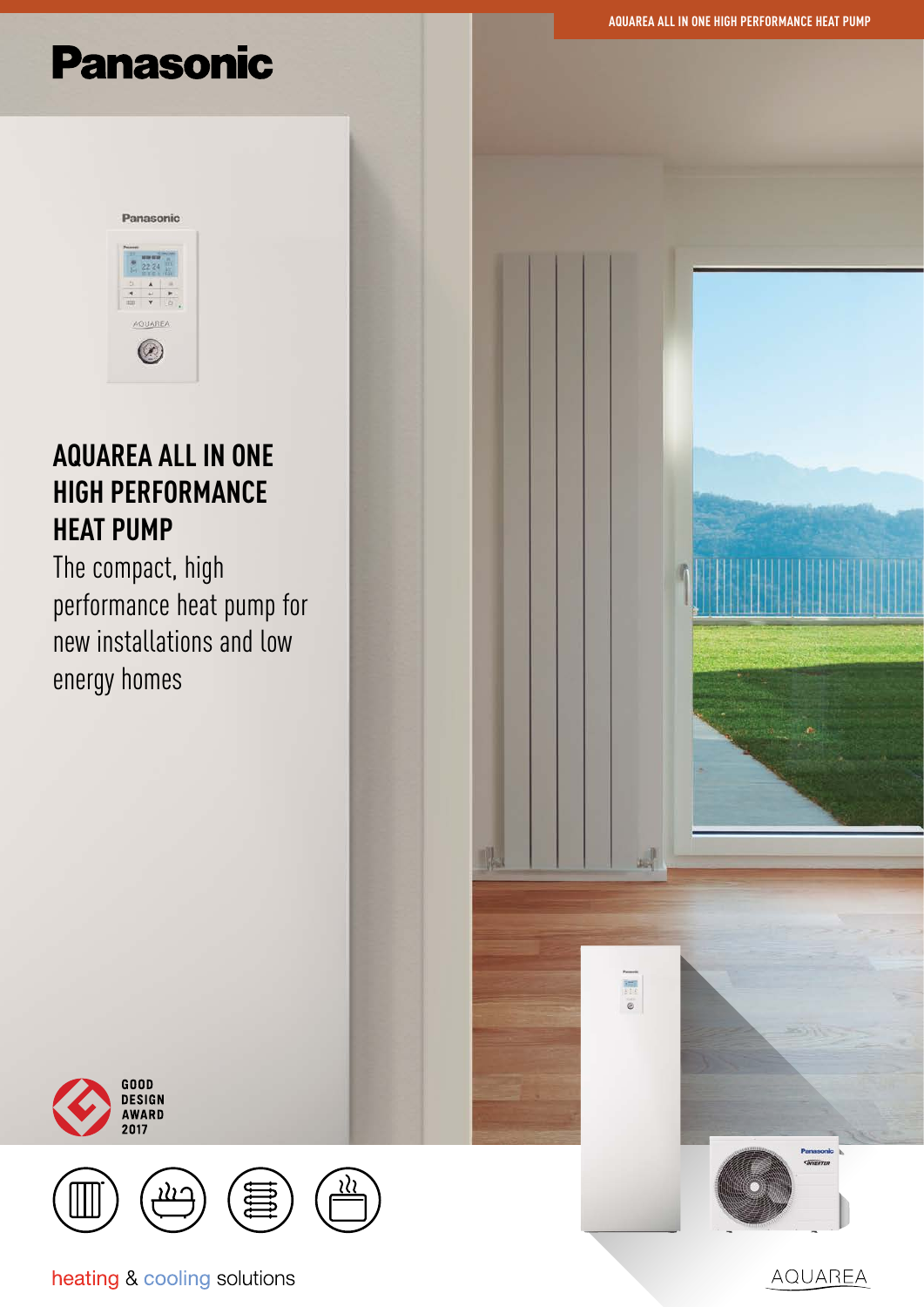# AQUAREA ALL IN ONE HIGH PERFORMANCE HEAT PUMP

The compact, high performance heat pump for new installations and low energy homes

GOOD DESIGN AWARD 2017

heating & cooling solutions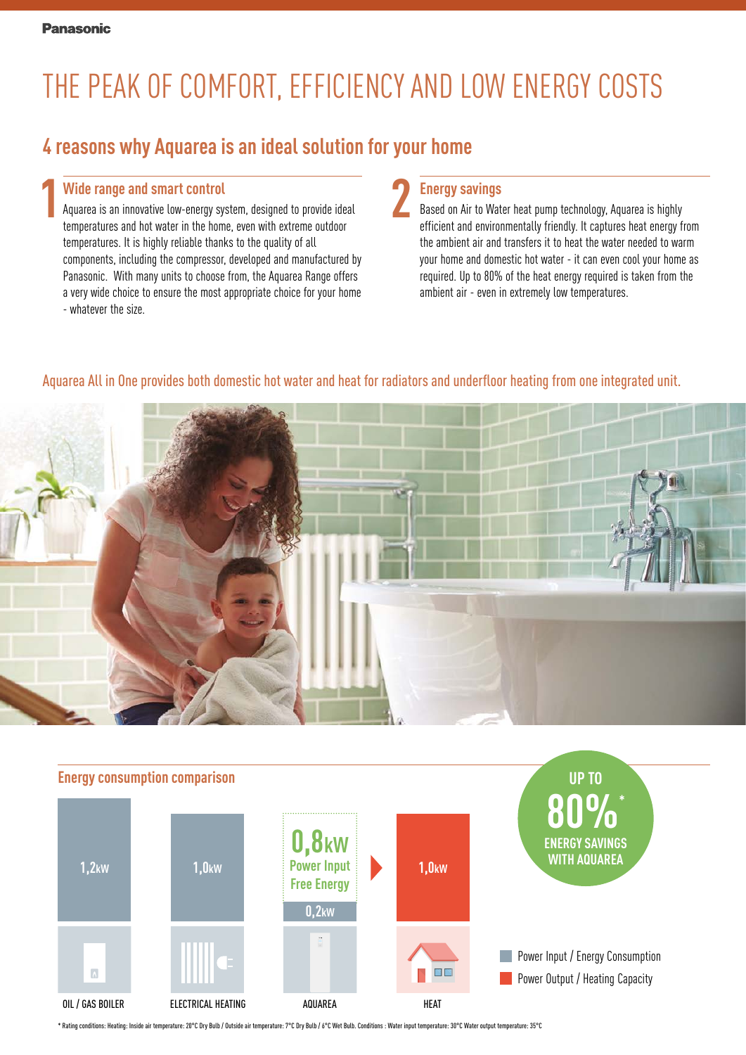# THE PEAK OF COMFORT, EFFICIENCY AND LOW ENERGY COSTS

## 4 reasons why Aquarea is an ideal solution for your home

### 1 Wide range and smart control

Aquarea is an innovative low-energy system, designed to provide ideal temperatures and hot water in the home, even with extreme outdoor temperatures. It is highly reliable thanks to the quality of all components, including the compressor, developed and manufactured by Panasonic. With many units to choose from, the Aquarea Range offers a very wide choice to ensure the most appropriate choice for your home - whatever the size.

### 2 Energy savings

Based on Air to Water heat pump technology, Aquarea is highly efficient and environmentally friendly. It captures heat energy from the ambient air and transfers it to heat the water needed to warm your home and domestic hot water - it can even cool your home as required. Up to 80% of the heat energy required is taken from the ambient air - even in extremely low temperatures.

Aquarea All in One provides both domestic hot water and heat for radiators and underfloor heating from one integrated unit.

### Energy consumption comparison

| OIL / GAS BOILER | ELECTRICAL HEATING | AQUAREA | HEAT |
|---|---|---|---|
| 1,2kW | 1,0kW | 0,8kW Power Input Free Energy / 0,2kW | 1,0kW |

- Power Input / Energy Consumption
- Power Output / Heating Capacity

UP TO 80%* ENERGY SAVINGS WITH AQUAREA

* Rating conditions: Heating: Inside air temperature: 20°C Dry Bulb / Outside air temperature: 7°C Dry Bulb / 6°C Wet Bulb. Conditions : Water input temperature: 30°C Water output temperature: 35°C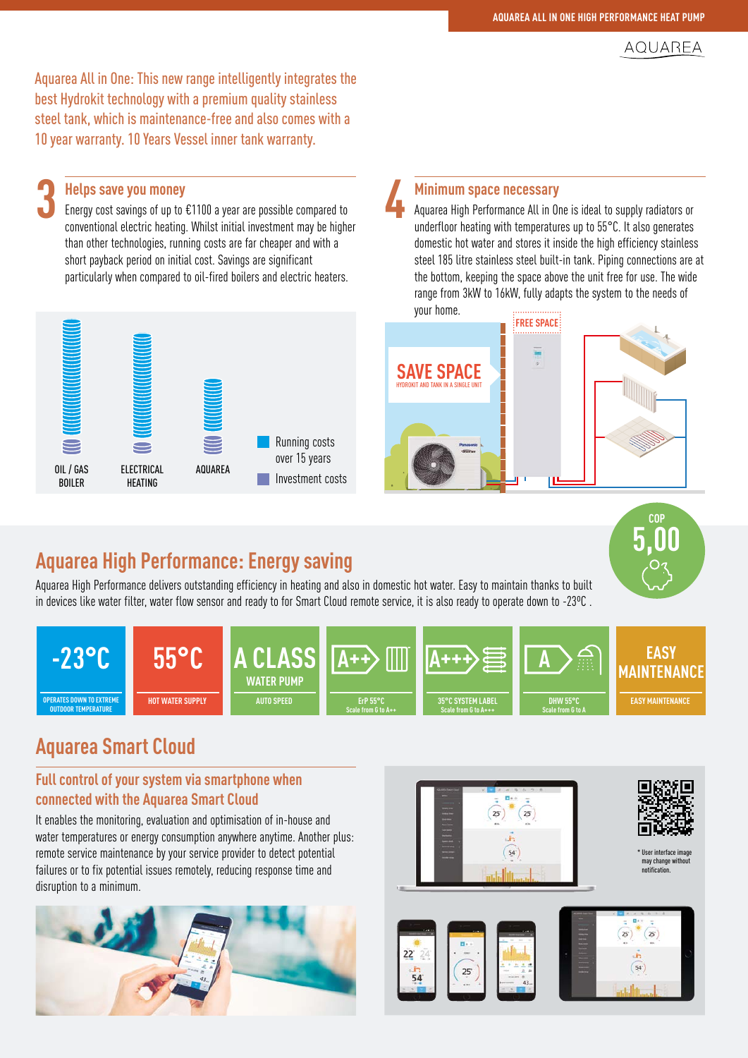AQUAREA

Aquarea All in One: This new range intelligently integrates the best Hydrokit technology with a premium quality stainless steel tank, which is maintenance-free and also comes with a 10 year warranty. 10 Years Vessel inner tank warranty.

## 3 Helps save you money

Energy cost savings of up to €1100 a year are possible compared to conventional electric heating. Whilst initial investment may be higher than other technologies, running costs are far cheaper and with a short payback period on initial cost. Savings are significant particularly when compared to oil-fired boilers and electric heaters.

OIL / GAS BOILER
ELECTRICAL HEATING
AQUAREA
Running costs over 15 years
Investment costs

## 4 Minimum space necessary

Aquarea High Performance All in One is ideal to supply radiators or underfloor heating with temperatures up to 55°C. It also generates domestic hot water and stores it inside the high efficiency stainless steel 185 litre stainless steel built-in tank. Piping connections are at the bottom, keeping the space above the unit free for use. The wide range from 3kW to 16kW, fully adapts the system to the needs of your home.

FREE SPACE
SAVE SPACE
HYDROKIT AND TANK IN A SINGLE UNIT

## Aquarea High Performance: Energy saving

COP 5,00

Aquarea High Performance delivers outstanding efficiency in heating and also in domestic hot water. Easy to maintain thanks to built in devices like water filter, water flow sensor and ready to for Smart Cloud remote service, it is also ready to operate down to -23ºC .

- **-23°C** — OPERATES DOWN TO EXTREME OUTDOOR TEMPERATURE
- **55°C** — HOT WATER SUPPLY
- **A CLASS WATER PUMP** — AUTO SPEED
- **A++** — ErP 55°C Scale from G to A++
- **A+++** — 35°C SYSTEM LABEL Scale from G to A+++
- **A** — DHW 55°C Scale from G to A
- **EASY MAINTENANCE** — EASY MAINTENANCE

## Aquarea Smart Cloud

### Full control of your system via smartphone when connected with the Aquarea Smart Cloud

It enables the monitoring, evaluation and optimisation of in-house and water temperatures or energy consumption anywhere anytime. Another plus: remote service maintenance by your service provider to detect potential failures or to fix potential issues remotely, reducing response time and disruption to a minimum.

* User interface image may change without notification.